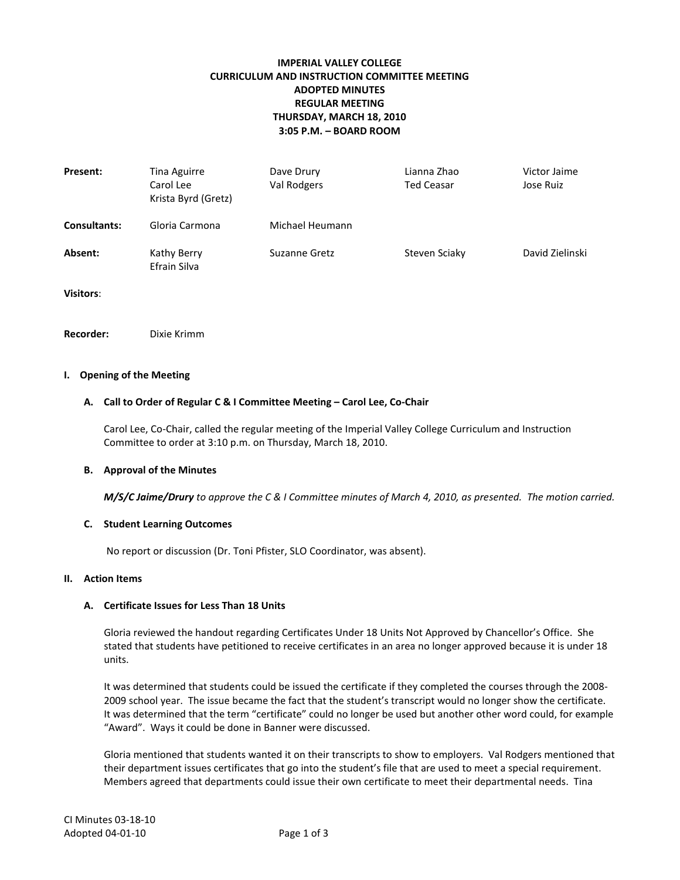**IMPERIAL VALLEY COLLEGE**
**CURRICULUM AND INSTRUCTION COMMITTEE MEETING**
**ADOPTED MINUTES**
**REGULAR MEETING**
**THURSDAY, MARCH 18, 2010**
**3:05 P.M. – BOARD ROOM**

| | | | | |
|---|---|---|---|---|
| **Present:** | Tina Aguirre<br>Carol Lee<br>Krista Byrd (Gretz) | Dave Drury<br>Val Rodgers | Lianna Zhao<br>Ted Ceasar | Victor Jaime<br>Jose Ruiz |
| **Consultants:** | Gloria Carmona | Michael Heumann | | |
| **Absent:** | Kathy Berry<br>Efrain Silva | Suzanne Gretz | Steven Sciaky | David Zielinski |
| **Visitors**: | | | | |
| **Recorder:** | Dixie Krimm | | | |

## I. Opening of the Meeting

### A. Call to Order of Regular C & I Committee Meeting – Carol Lee, Co-Chair

Carol Lee, Co-Chair, called the regular meeting of the Imperial Valley College Curriculum and Instruction Committee to order at 3:10 p.m. on Thursday, March 18, 2010.

### B. Approval of the Minutes

***M/S/C Jaime/Drury*** *to approve the C & I Committee minutes of March 4, 2010, as presented. The motion carried.*

### C. Student Learning Outcomes

No report or discussion (Dr. Toni Pfister, SLO Coordinator, was absent).

## II. Action Items

### A. Certificate Issues for Less Than 18 Units

Gloria reviewed the handout regarding Certificates Under 18 Units Not Approved by Chancellor's Office. She stated that students have petitioned to receive certificates in an area no longer approved because it is under 18 units.

It was determined that students could be issued the certificate if they completed the courses through the 2008-2009 school year. The issue became the fact that the student's transcript would no longer show the certificate. It was determined that the term "certificate" could no longer be used but another other word could, for example "Award". Ways it could be done in Banner were discussed.

Gloria mentioned that students wanted it on their transcripts to show to employers. Val Rodgers mentioned that their department issues certificates that go into the student's file that are used to meet a special requirement. Members agreed that departments could issue their own certificate to meet their departmental needs. Tina

CI Minutes 03-18-10
Adopted 04-01-10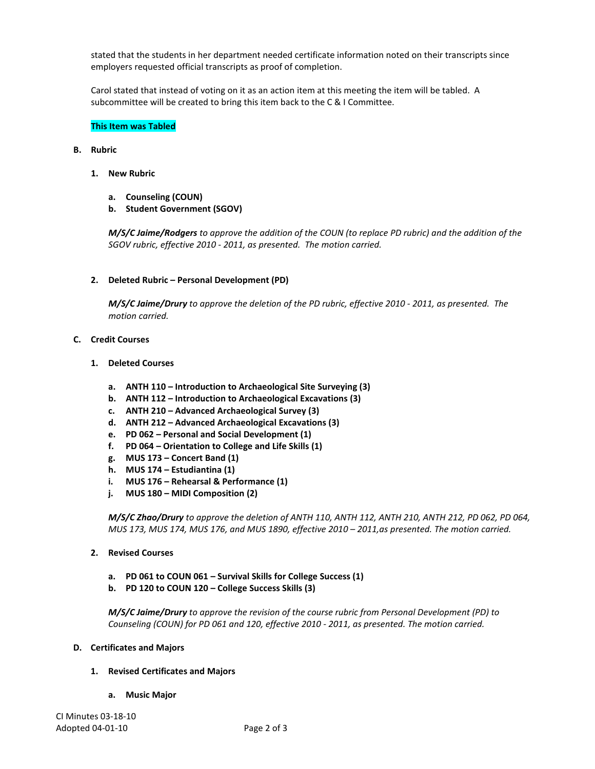stated that the students in her department needed certificate information noted on their transcripts since employers requested official transcripts as proof of completion.

Carol stated that instead of voting on it as an action item at this meeting the item will be tabled. A subcommittee will be created to bring this item back to the C & I Committee.

**This Item was Tabled**

**B. Rubric**

**1. New Rubric**

**a. Counseling (COUN)**
**b. Student Government (SGOV)**

***M/S/C Jaime/Rodgers*** *to approve the addition of the COUN (to replace PD rubric) and the addition of the SGOV rubric, effective 2010 - 2011, as presented. The motion carried.*

**2. Deleted Rubric – Personal Development (PD)**

***M/S/C Jaime/Drury*** *to approve the deletion of the PD rubric, effective 2010 - 2011, as presented. The motion carried.*

**C. Credit Courses**

**1. Deleted Courses**

**a. ANTH 110 – Introduction to Archaeological Site Surveying (3)**
**b. ANTH 112 – Introduction to Archaeological Excavations (3)**
**c. ANTH 210 – Advanced Archaeological Survey (3)**
**d. ANTH 212 – Advanced Archaeological Excavations (3)**
**e. PD 062 – Personal and Social Development (1)**
**f. PD 064 – Orientation to College and Life Skills (1)**
**g. MUS 173 – Concert Band (1)**
**h. MUS 174 – Estudiantina (1)**
**i. MUS 176 – Rehearsal & Performance (1)**
**j. MUS 180 – MIDI Composition (2)**

***M/S/C Zhao/Drury*** *to approve the deletion of ANTH 110, ANTH 112, ANTH 210, ANTH 212, PD 062, PD 064, MUS 173, MUS 174, MUS 176, and MUS 1890, effective 2010 – 2011,as presented. The motion carried.*

**2. Revised Courses**

**a. PD 061 to COUN 061 – Survival Skills for College Success (1)**
**b. PD 120 to COUN 120 – College Success Skills (3)**

***M/S/C Jaime/Drury*** *to approve the revision of the course rubric from Personal Development (PD) to Counseling (COUN) for PD 061 and 120, effective 2010 - 2011, as presented. The motion carried.*

**D. Certificates and Majors**

**1. Revised Certificates and Majors**

**a. Music Major**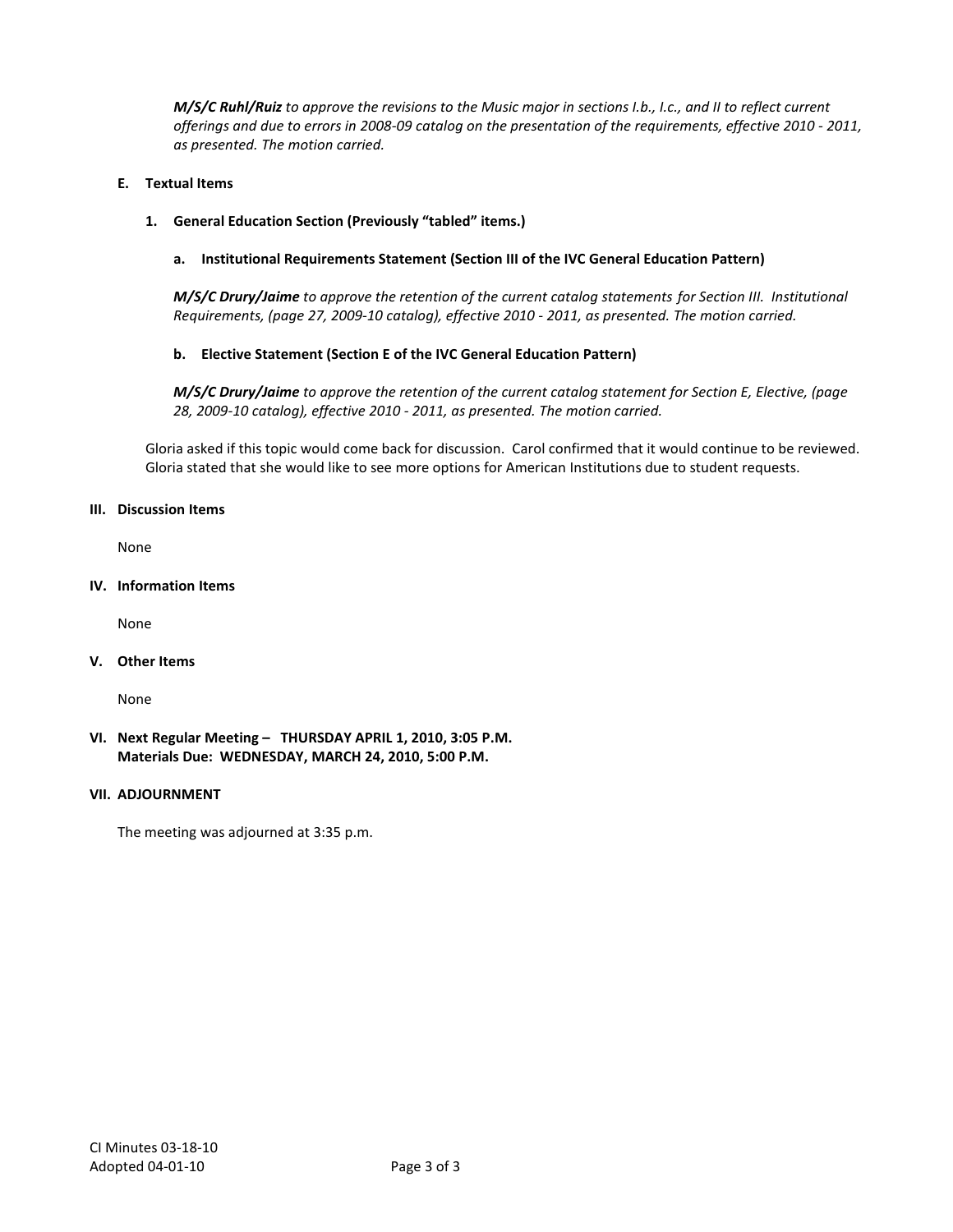***M/S/C Ruhl/Ruiz*** *to approve the revisions to the Music major in sections I.b., I.c., and II to reflect current offerings and due to errors in 2008-09 catalog on the presentation of the requirements, effective 2010 - 2011, as presented. The motion carried.*

**E. Textual Items**

**1. General Education Section (Previously "tabled" items.)**

**a. Institutional Requirements Statement (Section III of the IVC General Education Pattern)**

***M/S/C Drury/Jaime*** *to approve the retention of the current catalog statements for Section III. Institutional Requirements, (page 27, 2009-10 catalog), effective 2010 - 2011, as presented. The motion carried.*

**b. Elective Statement (Section E of the IVC General Education Pattern)**

***M/S/C Drury/Jaime*** *to approve the retention of the current catalog statement for Section E, Elective, (page 28, 2009-10 catalog), effective 2010 - 2011, as presented. The motion carried.*

Gloria asked if this topic would come back for discussion. Carol confirmed that it would continue to be reviewed. Gloria stated that she would like to see more options for American Institutions due to student requests.

**III. Discussion Items**

None

**IV. Information Items**

None

**V. Other Items**

None

**VI. Next Regular Meeting – THURSDAY APRIL 1, 2010, 3:05 P.M.**
**Materials Due: WEDNESDAY, MARCH 24, 2010, 5:00 P.M.**

**VII. ADJOURNMENT**

The meeting was adjourned at 3:35 p.m.

CI Minutes 03-18-10
Adopted 04-01-10